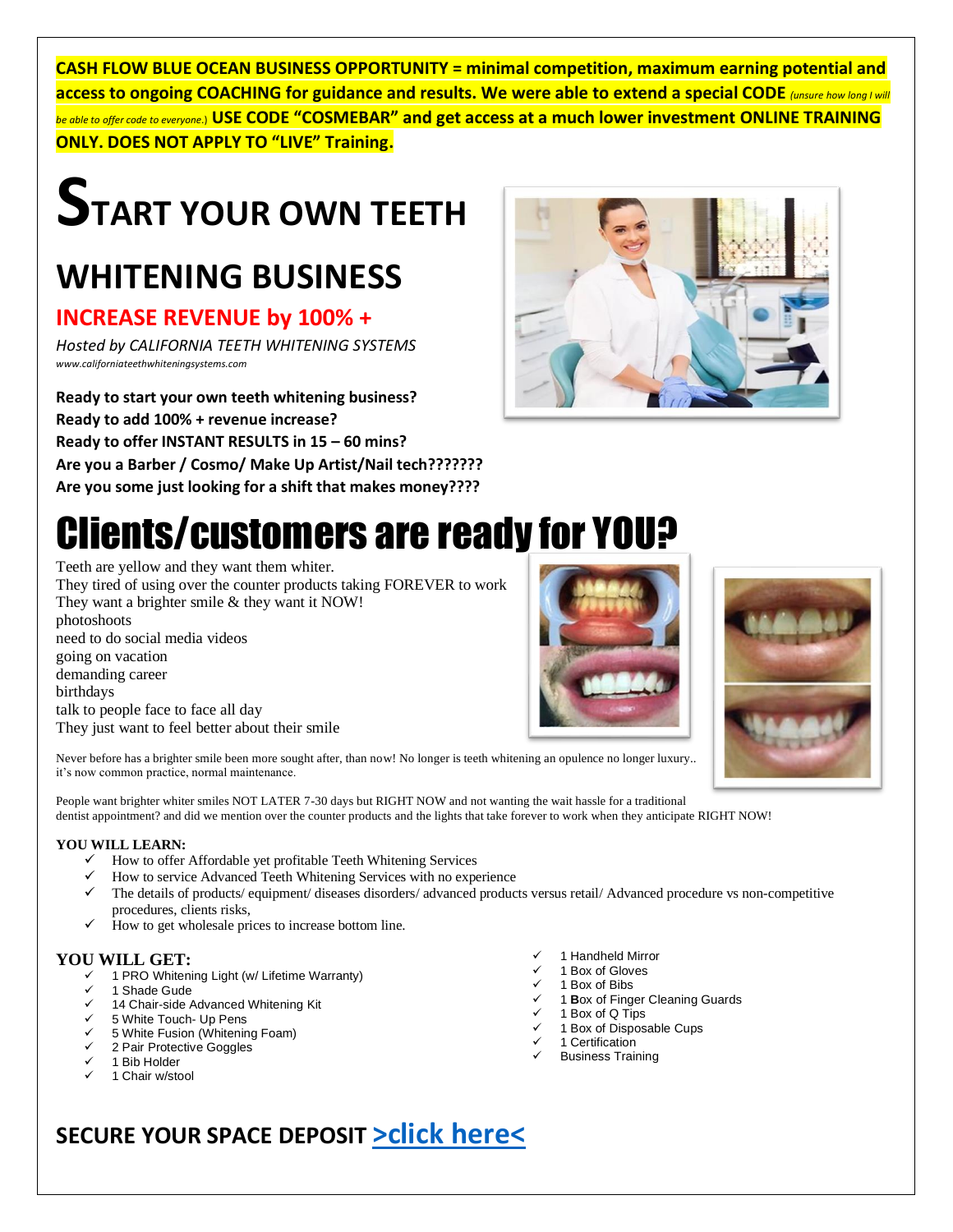**CASH FLOW BLUE OCEAN BUSINESS OPPORTUNITY = minimal competition, maximum earning potential and access to ongoing COACHING for guidance and results. We were able to extend a special CODE** *(unsure how long I will be able to offer code to everyone.)* **USE CODE "COSMEBAR" and get access at a much lower investment ONLINE TRAINING ONLY. DOES NOT APPLY TO "LIVE" Training.**

# START YOUR OWN TEETH WHITENING BUSINESS

## INCREASE REVENUE by 100% +

*Hosted by CALIFORNIA TEETH WHITENING SYSTEMS*
*www.californiateethwhiteningsystems.com*

**Ready to start your own teeth whitening business?**
**Ready to add 100% + revenue increase?**
**Ready to offer INSTANT RESULTS in 15 – 60 mins?**
**Are you a Barber / Cosmo/ Make Up Artist/Nail tech???????**
**Are you some just looking for a shift that makes money????**

# Clients/customers are ready for YOU?

Teeth are yellow and they want them whiter.
They tired of using over the counter products taking FOREVER to work
They want a brighter smile & they want it NOW!
photoshoots
need to do social media videos
going on vacation
demanding career
birthdays
talk to people face to face all day
They just want to feel better about their smile

Never before has a brighter smile been more sought after, than now! No longer is teeth whitening an opulence no longer luxury.. it's now common practice, normal maintenance.

People want brighter whiter smiles NOT LATER 7-30 days but RIGHT NOW and not wanting the wait hassle for a traditional dentist appointment? and did we mention over the counter products and the lights that take forever to work when they anticipate RIGHT NOW!

**YOU WILL LEARN:**

- ✓ How to offer Affordable yet profitable Teeth Whitening Services
- ✓ How to service Advanced Teeth Whitening Services with no experience
- ✓ The details of products/ equipment/ diseases disorders/ advanced products versus retail/ Advanced procedure vs non-competitive procedures, clients risks,
- ✓ How to get wholesale prices to increase bottom line.

**YOU WILL GET:**

- ✓ 1 PRO Whitening Light (w/ Lifetime Warranty)
- ✓ 1 Shade Gude
- ✓ 14 Chair-side Advanced Whitening Kit
- ✓ 5 White Touch- Up Pens
- ✓ 5 White Fusion (Whitening Foam)
- ✓ 2 Pair Protective Goggles
- ✓ 1 Bib Holder
- ✓ 1 Chair w/stool
- ✓ 1 Handheld Mirror
- ✓ 1 Box of Gloves
- ✓ 1 Box of Bibs
- ✓ 1 Box of Finger Cleaning Guards
- ✓ 1 Box of Q Tips
- ✓ 1 Box of Disposable Cups
- ✓ 1 Certification
- ✓ Business Training

## SECURE YOUR SPACE DEPOSIT >click here<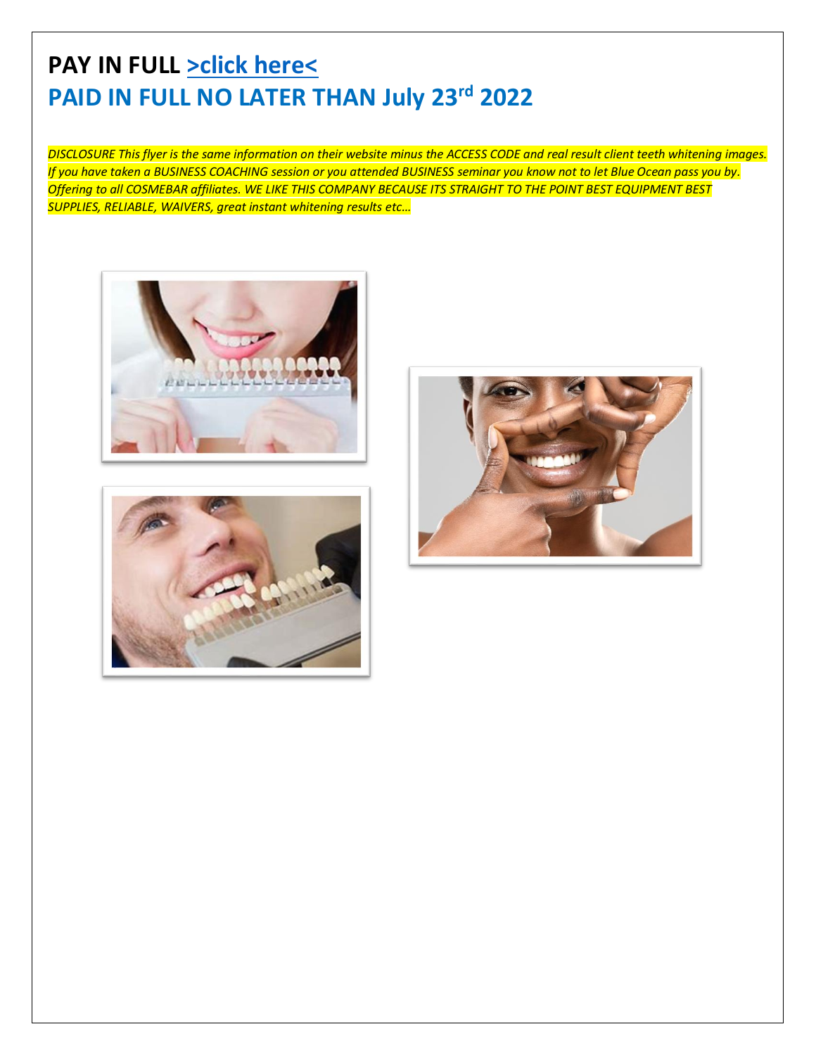# PAY IN FULL >click here<
# PAID IN FULL NO LATER THAN July 23rd 2022

*DISCLOSURE This flyer is the same information on their website minus the ACCESS CODE and real result client teeth whitening images. If you have taken a BUSINESS COACHING session or you attended BUSINESS seminar you know not to let Blue Ocean pass you by. Offering to all COSMEBAR affiliates. WE LIKE THIS COMPANY BECAUSE ITS STRAIGHT TO THE POINT BEST EQUIPMENT BEST SUPPLIES, RELIABLE, WAIVERS, great instant whitening results etc…*